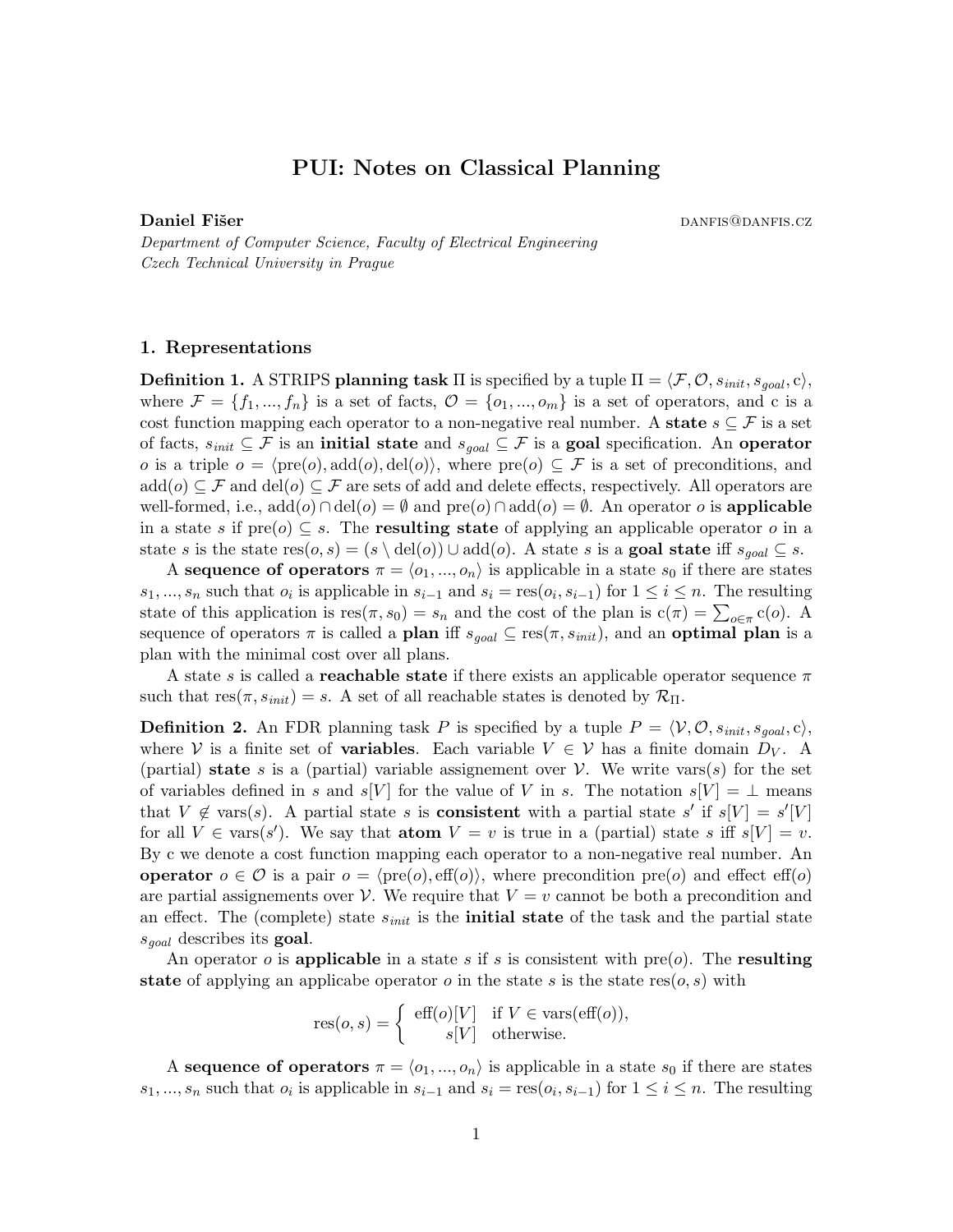# PUI: Notes on Classical Planning

**Daniel Fišer** danfis@danfis.cz

*Department of Computer Science, Faculty of Electrical Engineering*
*Czech Technical University in Prague*

## 1. Representations

**Definition 1.** A STRIPS **planning task** $\Pi$ is specified by a tuple $\Pi = \langle \mathcal{F}, \mathcal{O}, s_{init}, s_{goal}, \mathrm{c} \rangle$, where $\mathcal{F} = \{f_1, ..., f_n\}$ is a set of facts, $\mathcal{O} = \{o_1, ..., o_m\}$ is a set of operators, and c is a cost function mapping each operator to a non-negative real number. A **state** $s \subseteq \mathcal{F}$ is a set of facts, $s_{init} \subseteq \mathcal{F}$ is an **initial state** and $s_{goal} \subseteq \mathcal{F}$ is a **goal** specification. An **operator** $o$ is a triple $o = \langle \mathrm{pre}(o), \mathrm{add}(o), \mathrm{del}(o) \rangle$, where $\mathrm{pre}(o) \subseteq \mathcal{F}$ is a set of preconditions, and $\mathrm{add}(o) \subseteq \mathcal{F}$ and $\mathrm{del}(o) \subseteq \mathcal{F}$ are sets of add and delete effects, respectively. All operators are well-formed, i.e., $\mathrm{add}(o) \cap \mathrm{del}(o) = \emptyset$ and $\mathrm{pre}(o) \cap \mathrm{add}(o) = \emptyset$. An operator $o$ is **applicable** in a state $s$ if $\mathrm{pre}(o) \subseteq s$. The **resulting state** of applying an applicable operator $o$ in a state $s$ is the state $\mathrm{res}(o, s) = (s \setminus \mathrm{del}(o)) \cup \mathrm{add}(o)$. A state $s$ is a **goal state** iff $s_{goal} \subseteq s$.

A **sequence of operators** $\pi = \langle o_1, ..., o_n \rangle$ is applicable in a state $s_0$ if there are states $s_1, ..., s_n$ such that $o_i$ is applicable in $s_{i-1}$ and $s_i = \mathrm{res}(o_i, s_{i-1})$ for $1 \leq i \leq n$. The resulting state of this application is $\mathrm{res}(\pi, s_0) = s_n$ and the cost of the plan is $\mathrm{c}(\pi) = \sum_{o \in \pi} \mathrm{c}(o)$. A sequence of operators $\pi$ is called a **plan** iff $s_{goal} \subseteq \mathrm{res}(\pi, s_{init})$, and an **optimal plan** is a plan with the minimal cost over all plans.

A state $s$ is called a **reachable state** if there exists an applicable operator sequence $\pi$ such that $\mathrm{res}(\pi, s_{init}) = s$. A set of all reachable states is denoted by $\mathcal{R}_\Pi$.

**Definition 2.** An FDR planning task $P$ is specified by a tuple $P = \langle \mathcal{V}, \mathcal{O}, s_{init}, s_{goal}, \mathrm{c} \rangle$, where $\mathcal{V}$ is a finite set of **variables**. Each variable $V \in \mathcal{V}$ has a finite domain $D_V$. A (partial) **state** $s$ is a (partial) variable assignement over $\mathcal{V}$. We write $\mathrm{vars}(s)$ for the set of variables defined in $s$ and $s[V]$ for the value of $V$ in $s$. The notation $s[V] = \bot$ means that $V \notin \mathrm{vars}(s)$. A partial state $s$ is **consistent** with a partial state $s'$ if $s[V] = s'[V]$ for all $V \in \mathrm{vars}(s')$. We say that **atom** $V = v$ is true in a (partial) state $s$ iff $s[V] = v$. By c we denote a cost function mapping each operator to a non-negative real number. An **operator** $o \in \mathcal{O}$ is a pair $o = \langle \mathrm{pre}(o), \mathrm{eff}(o) \rangle$, where precondition $\mathrm{pre}(o)$ and effect $\mathrm{eff}(o)$ are partial assignements over $\mathcal{V}$. We require that $V = v$ cannot be both a precondition and an effect. The (complete) state $s_{init}$ is the **initial state** of the task and the partial state $s_{goal}$ describes its **goal**.

An operator $o$ is **applicable** in a state $s$ if $s$ is consistent with $\mathrm{pre}(o)$. The **resulting state** of applying an applicabe operator $o$ in the state $s$ is the state $\mathrm{res}(o, s)$ with

$$\mathrm{res}(o, s) = \begin{cases} \mathrm{eff}(o)[V] & \text{if } V \in \mathrm{vars}(\mathrm{eff}(o)), \\ s[V] & \text{otherwise.} \end{cases}$$

A **sequence of operators** $\pi = \langle o_1, ..., o_n \rangle$ is applicable in a state $s_0$ if there are states $s_1, ..., s_n$ such that $o_i$ is applicable in $s_{i-1}$ and $s_i = \mathrm{res}(o_i, s_{i-1})$ for $1 \leq i \leq n$. The resulting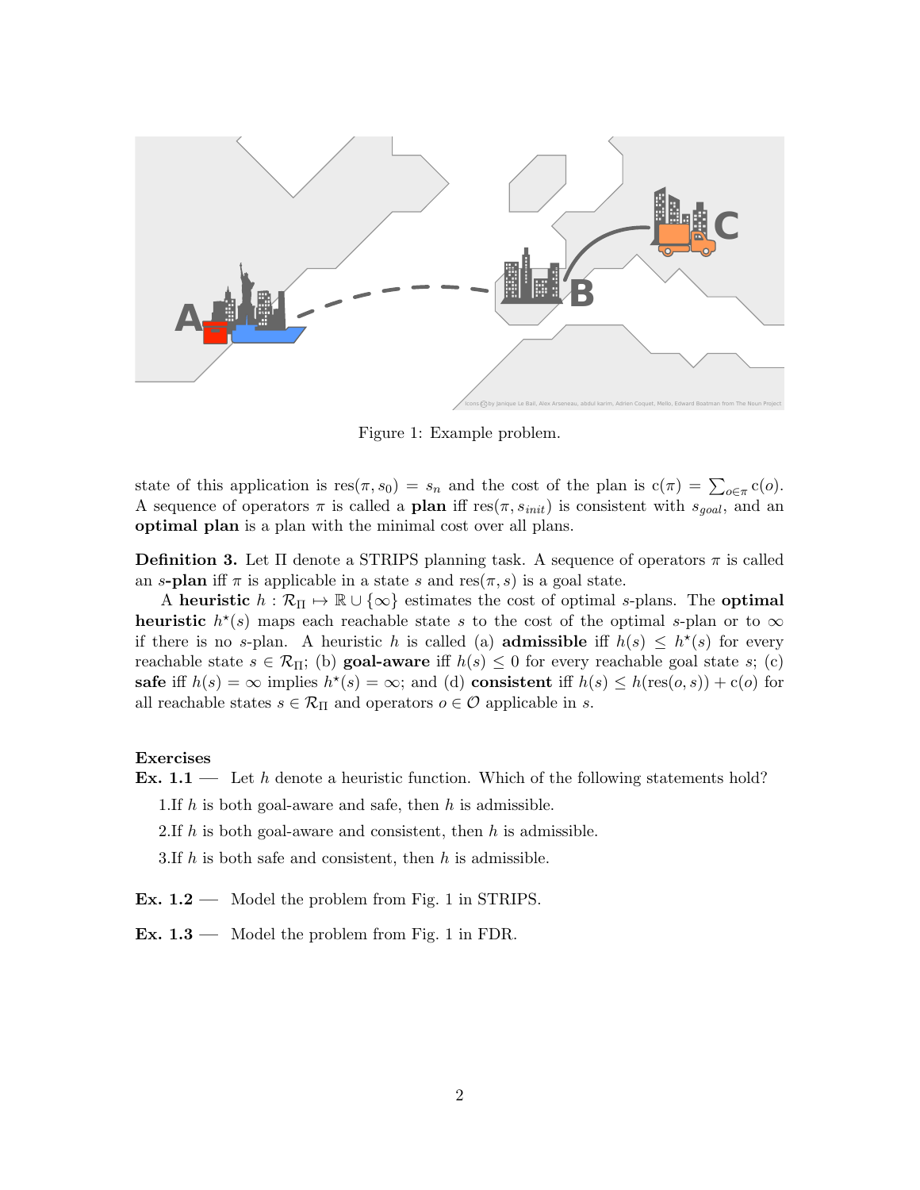Figure 1: Example problem.

state of this application is $\text{res}(\pi, s_0) = s_n$ and the cost of the plan is $c(\pi) = \sum_{o \in \pi} c(o)$. A sequence of operators $\pi$ is called a **plan** iff $\text{res}(\pi, s_{init})$ is consistent with $s_{goal}$, and an **optimal plan** is a plan with the minimal cost over all plans.

**Definition 3.** Let $\Pi$ denote a STRIPS planning task. A sequence of operators $\pi$ is called an ***s*-plan** iff $\pi$ is applicable in a state $s$ and $\text{res}(\pi, s)$ is a goal state.

A **heuristic** $h : \mathcal{R}_\Pi \mapsto \mathbb{R} \cup \{\infty\}$ estimates the cost of optimal $s$-plans. The **optimal heuristic** $h^\star(s)$ maps each reachable state $s$ to the cost of the optimal $s$-plan or to $\infty$ if there is no $s$-plan. A heuristic $h$ is called (a) **admissible** iff $h(s) \leq h^\star(s)$ for every reachable state $s \in \mathcal{R}_\Pi$; (b) **goal-aware** iff $h(s) \leq 0$ for every reachable goal state $s$; (c) **safe** iff $h(s) = \infty$ implies $h^\star(s) = \infty$; and (d) **consistent** iff $h(s) \leq h(\text{res}(o, s)) + c(o)$ for all reachable states $s \in \mathcal{R}_\Pi$ and operators $o \in \mathcal{O}$ applicable in $s$.

**Exercises**

**Ex. 1.1** — Let $h$ denote a heuristic function. Which of the following statements hold?

1. If $h$ is both goal-aware and safe, then $h$ is admissible.
2. If $h$ is both goal-aware and consistent, then $h$ is admissible.
3. If $h$ is both safe and consistent, then $h$ is admissible.

**Ex. 1.2** — Model the problem from Fig. 1 in STRIPS.

**Ex. 1.3** — Model the problem from Fig. 1 in FDR.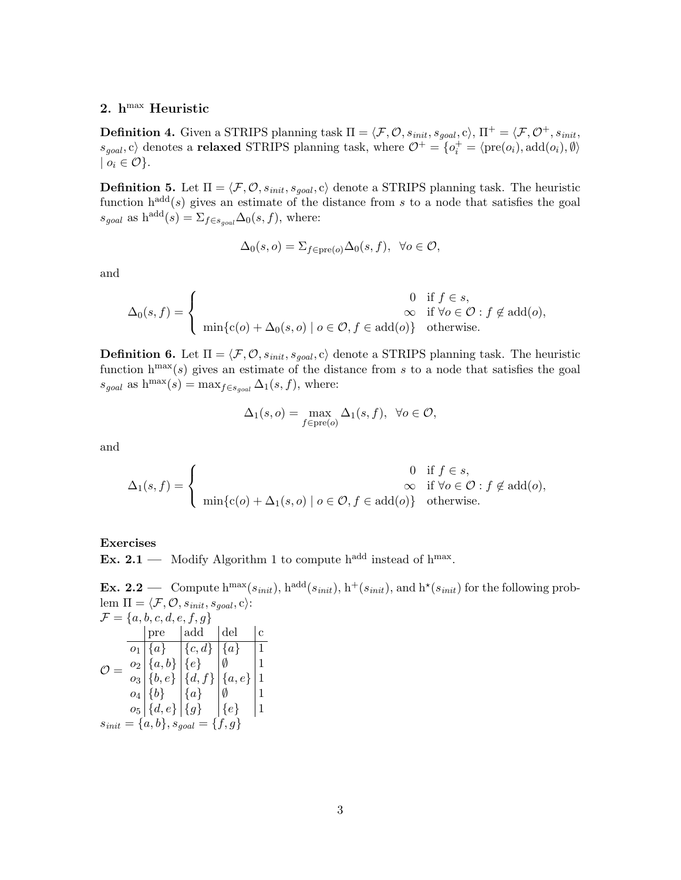## 2. $\mathrm{h}^{\max}$ Heuristic

**Definition 4.** Given a STRIPS planning task $\Pi = \langle \mathcal{F}, \mathcal{O}, s_{init}, s_{goal}, \mathrm{c}\rangle$, $\Pi^+ = \langle \mathcal{F}, \mathcal{O}^+, s_{init}, s_{goal}, \mathrm{c}\rangle$ denotes a **relaxed** STRIPS planning task, where $\mathcal{O}^+ = \{o_i^+ = \langle \mathrm{pre}(o_i), \mathrm{add}(o_i), \emptyset\rangle \mid o_i \in \mathcal{O}\}$.

**Definition 5.** Let $\Pi = \langle \mathcal{F}, \mathcal{O}, s_{init}, s_{goal}, \mathrm{c}\rangle$ denote a STRIPS planning task. The heuristic function $\mathrm{h}^{\mathrm{add}}(s)$ gives an estimate of the distance from $s$ to a node that satisfies the goal $s_{goal}$ as $\mathrm{h}^{\mathrm{add}}(s) = \Sigma_{f \in s_{goal}} \Delta_0(s, f)$, where:

$$\Delta_0(s, o) = \Sigma_{f \in \mathrm{pre}(o)} \Delta_0(s, f), \quad \forall o \in \mathcal{O},$$

and

$$\Delta_0(s, f) = \begin{cases} 0 & \text{if } f \in s, \\ \infty & \text{if } \forall o \in \mathcal{O} : f \notin \mathrm{add}(o), \\ \min\{\mathrm{c}(o) + \Delta_0(s, o) \mid o \in \mathcal{O}, f \in \mathrm{add}(o)\} & \text{otherwise.} \end{cases}$$

**Definition 6.** Let $\Pi = \langle \mathcal{F}, \mathcal{O}, s_{init}, s_{goal}, \mathrm{c}\rangle$ denote a STRIPS planning task. The heuristic function $\mathrm{h}^{\max}(s)$ gives an estimate of the distance from $s$ to a node that satisfies the goal $s_{goal}$ as $\mathrm{h}^{\max}(s) = \max_{f \in s_{goal}} \Delta_1(s, f)$, where:

$$\Delta_1(s, o) = \max_{f \in \mathrm{pre}(o)} \Delta_1(s, f), \quad \forall o \in \mathcal{O},$$

and

$$\Delta_1(s, f) = \begin{cases} 0 & \text{if } f \in s, \\ \infty & \text{if } \forall o \in \mathcal{O} : f \notin \mathrm{add}(o), \\ \min\{\mathrm{c}(o) + \Delta_1(s, o) \mid o \in \mathcal{O}, f \in \mathrm{add}(o)\} & \text{otherwise.} \end{cases}$$

**Exercises**

**Ex. 2.1** — Modify Algorithm 1 to compute $\mathrm{h}^{\mathrm{add}}$ instead of $\mathrm{h}^{\max}$.

**Ex. 2.2** — Compute $\mathrm{h}^{\max}(s_{init})$, $\mathrm{h}^{\mathrm{add}}(s_{init})$, $\mathrm{h}^{+}(s_{init})$, and $\mathrm{h}^{\star}(s_{init})$ for the following problem $\Pi = \langle \mathcal{F}, \mathcal{O}, s_{init}, s_{goal}, \mathrm{c}\rangle$:

$\mathcal{F} = \{a, b, c, d, e, f, g\}$

$\mathcal{O} =$

| | pre | add | del | c |
|---|---|---|---|---|
| $o_1$ | $\{a\}$ | $\{c, d\}$ | $\{a\}$ | 1 |
| $o_2$ | $\{a, b\}$ | $\{e\}$ | $\emptyset$ | 1 |
| $o_3$ | $\{b, e\}$ | $\{d, f\}$ | $\{a, e\}$ | 1 |
| $o_4$ | $\{b\}$ | $\{a\}$ | $\emptyset$ | 1 |
| $o_5$ | $\{d, e\}$ | $\{g\}$ | $\{e\}$ | 1 |

$s_{init} = \{a, b\}$, $s_{goal} = \{f, g\}$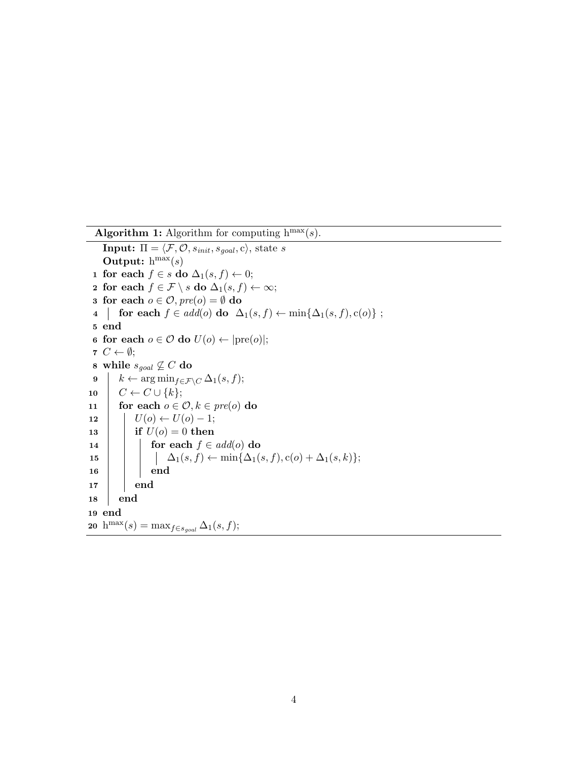**Algorithm 1:** Algorithm for computing $\mathrm{h}^{\max}(s)$.

```
    Input: Π = ⟨F, O, s_init, s_goal, c⟩, state s
    Output: h^max(s)
 1  for each f ∈ s do Δ_1(s, f) ← 0;
 2  for each f ∈ F \ s do Δ_1(s, f) ← ∞;
 3  for each o ∈ O, pre(o) = ∅ do
 4  |   for each f ∈ add(o) do  Δ_1(s, f) ← min{Δ_1(s, f), c(o)} ;
 5  end
 6  for each o ∈ O do U(o) ← |pre(o)|;
 7  C ← ∅;
 8  while s_goal ⊈ C do
 9  |   k ← arg min_{f ∈ F \ C} Δ_1(s, f);
10  |   C ← C ∪ {k};
11  |   for each o ∈ O, k ∈ pre(o) do
12  |   |   U(o) ← U(o) − 1;
13  |   |   if U(o) = 0 then
14  |   |   |   for each f ∈ add(o) do
15  |   |   |   |   Δ_1(s, f) ← min{Δ_1(s, f), c(o) + Δ_1(s, k)};
16  |   |   |   end
17  |   |   end
18  |   end
19  end
20  h^max(s) = max_{f ∈ s_goal} Δ_1(s, f);
```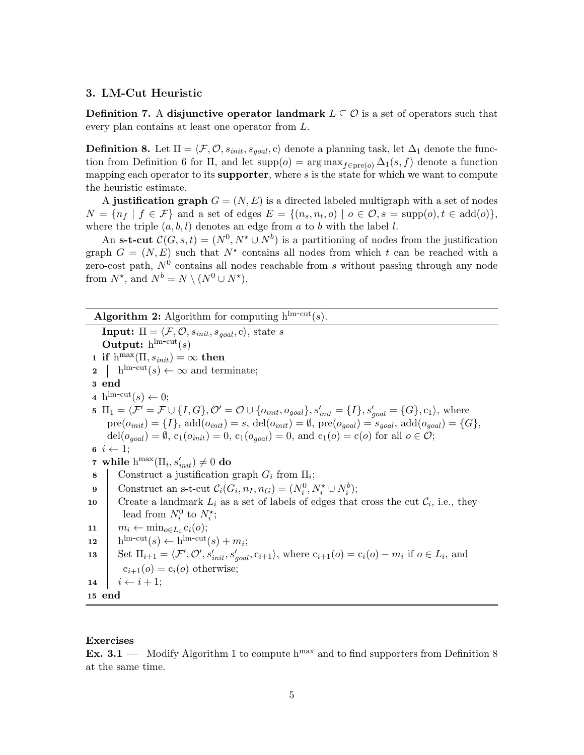### 3. LM-Cut Heuristic

**Definition 7.** A **disjunctive operator landmark** $L \subseteq \mathcal{O}$ is a set of operators such that every plan contains at least one operator from $L$.

**Definition 8.** Let $\Pi = \langle \mathcal{F}, \mathcal{O}, s_{init}, s_{goal}, \mathrm{c} \rangle$ denote a planning task, let $\Delta_1$ denote the function from Definition 6 for $\Pi$, and let $\mathrm{supp}(o) = \arg\max_{f \in \mathrm{pre}(o)} \Delta_1(s, f)$ denote a function mapping each operator to its **supporter**, where $s$ is the state for which we want to compute the heuristic estimate.

A **justification graph** $G = (N, E)$ is a directed labeled multigraph with a set of nodes $N = \{n_f \mid f \in \mathcal{F}\}$ and a set of edges $E = \{(n_s, n_t, o) \mid o \in \mathcal{O}, s = \mathrm{supp}(o), t \in \mathrm{add}(o)\}$, where the triple $(a, b, l)$ denotes an edge from $a$ to $b$ with the label $l$.

An **s-t-cut** $\mathcal{C}(G, s, t) = (N^0, N^\star \cup N^b)$ is a partitioning of nodes from the justification graph $G = (N, E)$ such that $N^\star$ contains all nodes from which $t$ can be reached with a zero-cost path, $N^0$ contains all nodes reachable from $s$ without passing through any node from $N^\star$, and $N^b = N \setminus (N^0 \cup N^\star)$.

---

**Algorithm 2:** Algorithm for computing $\mathrm{h}^{\text{lm-cut}}(s)$.

**Input:** $\Pi = \langle \mathcal{F}, \mathcal{O}, s_{init}, s_{goal}, \mathrm{c} \rangle$, state $s$
**Output:** $\mathrm{h}^{\text{lm-cut}}(s)$

1. **if** $\mathrm{h}^{\max}(\Pi, s_{init}) = \infty$ **then**
2. $\quad$ $\mathrm{h}^{\text{lm-cut}}(s) \leftarrow \infty$ and terminate;
3. **end**
4. $\mathrm{h}^{\text{lm-cut}}(s) \leftarrow 0$;
5. $\Pi_1 = \langle \mathcal{F}' = \mathcal{F} \cup \{I, G\}, \mathcal{O}' = \mathcal{O} \cup \{o_{init}, o_{goal}\}, s'_{init} = \{I\}, s'_{goal} = \{G\}, \mathrm{c}_1 \rangle$, where $\mathrm{pre}(o_{init}) = \{I\}$, $\mathrm{add}(o_{init}) = s$, $\mathrm{del}(o_{init}) = \emptyset$, $\mathrm{pre}(o_{goal}) = s_{goal}$, $\mathrm{add}(o_{goal}) = \{G\}$, $\mathrm{del}(o_{goal}) = \emptyset$, $\mathrm{c}_1(o_{init}) = 0$, $\mathrm{c}_1(o_{goal}) = 0$, and $\mathrm{c}_1(o) = \mathrm{c}(o)$ for all $o \in \mathcal{O}$;
6. $i \leftarrow 1$;
7. **while** $\mathrm{h}^{\max}(\Pi_i, s'_{init}) \neq 0$ **do**
8. $\quad$ Construct a justification graph $G_i$ from $\Pi_i$;
9. $\quad$ Construct an s-t-cut $\mathcal{C}_i(G_i, n_I, n_G) = (N_i^0, N_i^\star \cup N_i^b)$;
10. $\quad$ Create a landmark $L_i$ as a set of labels of edges that cross the cut $\mathcal{C}_i$, i.e., they lead from $N_i^0$ to $N_i^\star$;
11. $\quad$ $m_i \leftarrow \min_{o \in L_i} \mathrm{c}_i(o)$;
12. $\quad$ $\mathrm{h}^{\text{lm-cut}}(s) \leftarrow \mathrm{h}^{\text{lm-cut}}(s) + m_i$;
13. $\quad$ Set $\Pi_{i+1} = \langle \mathcal{F}', \mathcal{O}', s'_{init}, s'_{goal}, \mathrm{c}_{i+1} \rangle$, where $\mathrm{c}_{i+1}(o) = \mathrm{c}_i(o) - m_i$ if $o \in L_i$, and $\mathrm{c}_{i+1}(o) = \mathrm{c}_i(o)$ otherwise;
14. $\quad$ $i \leftarrow i + 1$;
15. **end**

---

**Exercises**

**Ex. 3.1** — Modify Algorithm 1 to compute $\mathrm{h}^{\max}$ and to find supporters from Definition 8 at the same time.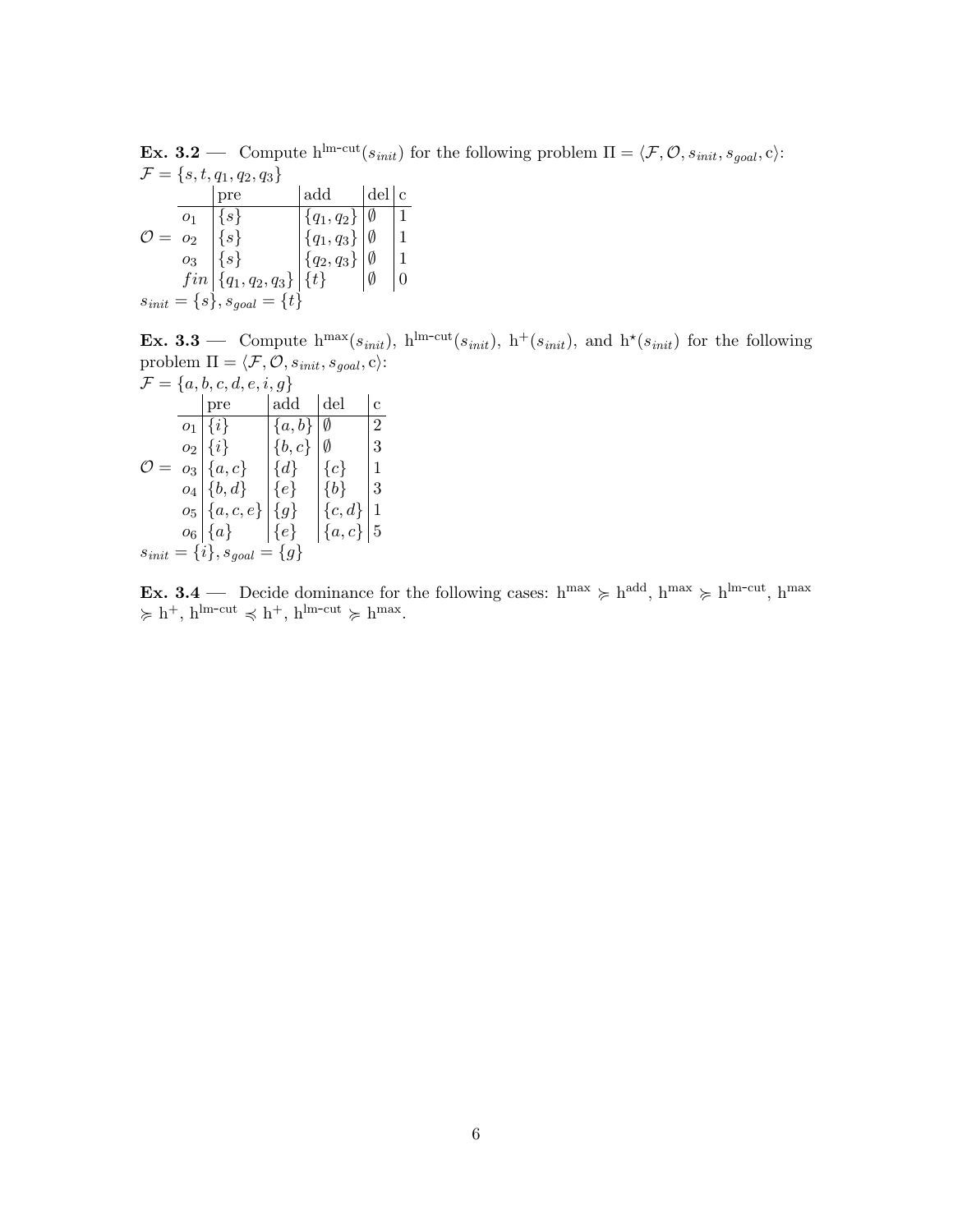**Ex. 3.2** — Compute $\mathrm{h}^{\text{lm-cut}}(s_{init})$ for the following problem $\Pi = \langle \mathcal{F}, \mathcal{O}, s_{init}, s_{goal}, \mathrm{c} \rangle$:

$\mathcal{F} = \{s, t, q_1, q_2, q_3\}$

$\mathcal{O} =$

| | pre | add | del | c |
|---|---|---|---|---|
| $o_1$ | $\{s\}$ | $\{q_1, q_2\}$ | $\emptyset$ | 1 |
| $o_2$ | $\{s\}$ | $\{q_1, q_3\}$ | $\emptyset$ | 1 |
| $o_3$ | $\{s\}$ | $\{q_2, q_3\}$ | $\emptyset$ | 1 |
| $fin$ | $\{q_1, q_2, q_3\}$ | $\{t\}$ | $\emptyset$ | 0 |

$s_{init} = \{s\}, s_{goal} = \{t\}$

**Ex. 3.3** — Compute $\mathrm{h}^{\max}(s_{init})$, $\mathrm{h}^{\text{lm-cut}}(s_{init})$, $\mathrm{h}^{+}(s_{init})$, and $\mathrm{h}^{\star}(s_{init})$ for the following problem $\Pi = \langle \mathcal{F}, \mathcal{O}, s_{init}, s_{goal}, \mathrm{c} \rangle$:

$\mathcal{F} = \{a, b, c, d, e, i, g\}$

$\mathcal{O} =$

| | pre | add | del | c |
|---|---|---|---|---|
| $o_1$ | $\{i\}$ | $\{a, b\}$ | $\emptyset$ | 2 |
| $o_2$ | $\{i\}$ | $\{b, c\}$ | $\emptyset$ | 3 |
| $o_3$ | $\{a, c\}$ | $\{d\}$ | $\{c\}$ | 1 |
| $o_4$ | $\{b, d\}$ | $\{e\}$ | $\{b\}$ | 3 |
| $o_5$ | $\{a, c, e\}$ | $\{g\}$ | $\{c, d\}$ | 1 |
| $o_6$ | $\{a\}$ | $\{e\}$ | $\{a, c\}$ | 5 |

$s_{init} = \{i\}, s_{goal} = \{g\}$

**Ex. 3.4** — Decide dominance for the following cases: $\mathrm{h}^{\max} \succcurlyeq \mathrm{h}^{\text{add}}$, $\mathrm{h}^{\max} \succcurlyeq \mathrm{h}^{\text{lm-cut}}$, $\mathrm{h}^{\max} \succcurlyeq \mathrm{h}^{+}$, $\mathrm{h}^{\text{lm-cut}} \preccurlyeq \mathrm{h}^{+}$, $\mathrm{h}^{\text{lm-cut}} \succcurlyeq \mathrm{h}^{\max}$.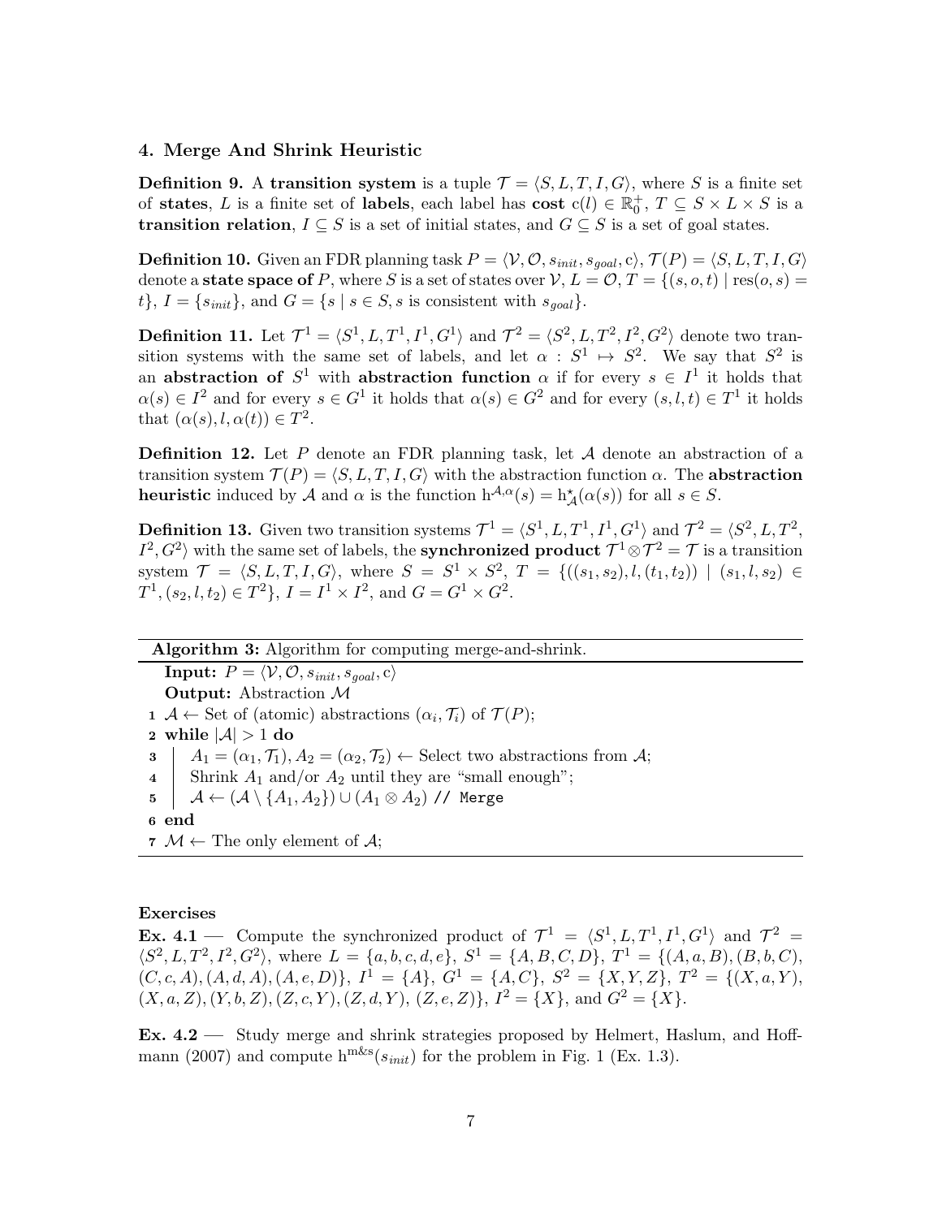### 4. Merge And Shrink Heuristic

**Definition 9.** A **transition system** is a tuple $\mathcal{T} = \langle S, L, T, I, G \rangle$, where $S$ is a finite set of **states**, $L$ is a finite set of **labels**, each label has **cost** $\mathrm{c}(l) \in \mathbb{R}_0^+$, $T \subseteq S \times L \times S$ is a **transition relation**, $I \subseteq S$ is a set of initial states, and $G \subseteq S$ is a set of goal states.

**Definition 10.** Given an FDR planning task $P = \langle \mathcal{V}, \mathcal{O}, s_{init}, s_{goal}, \mathrm{c} \rangle$, $\mathcal{T}(P) = \langle S, L, T, I, G \rangle$ denote a **state space of** $P$, where $S$ is a set of states over $\mathcal{V}$, $L = \mathcal{O}$, $T = \{(s, o, t) \mid \mathrm{res}(o, s) = t\}$, $I = \{s_{init}\}$, and $G = \{s \mid s \in S, s \text{ is consistent with } s_{goal}\}$.

**Definition 11.** Let $\mathcal{T}^1 = \langle S^1, L, T^1, I^1, G^1 \rangle$ and $\mathcal{T}^2 = \langle S^2, L, T^2, I^2, G^2 \rangle$ denote two transition systems with the same set of labels, and let $\alpha : S^1 \mapsto S^2$. We say that $S^2$ is an **abstraction of** $S^1$ with **abstraction function** $\alpha$ if for every $s \in I^1$ it holds that $\alpha(s) \in I^2$ and for every $s \in G^1$ it holds that $\alpha(s) \in G^2$ and for every $(s, l, t) \in T^1$ it holds that $(\alpha(s), l, \alpha(t)) \in T^2$.

**Definition 12.** Let $P$ denote an FDR planning task, let $\mathcal{A}$ denote an abstraction of a transition system $\mathcal{T}(P) = \langle S, L, T, I, G \rangle$ with the abstraction function $\alpha$. The **abstraction heuristic** induced by $\mathcal{A}$ and $\alpha$ is the function $\mathrm{h}^{\mathcal{A},\alpha}(s) = \mathrm{h}^{\star}_{\mathcal{A}}(\alpha(s))$ for all $s \in S$.

**Definition 13.** Given two transition systems $\mathcal{T}^1 = \langle S^1, L, T^1, I^1, G^1 \rangle$ and $\mathcal{T}^2 = \langle S^2, L, T^2, I^2, G^2 \rangle$ with the same set of labels, the **synchronized product** $\mathcal{T}^1 \otimes \mathcal{T}^2 = \mathcal{T}$ is a transition system $\mathcal{T} = \langle S, L, T, I, G \rangle$, where $S = S^1 \times S^2$, $T = \{((s_1, s_2), l, (t_1, t_2)) \mid (s_1, l, s_2) \in T^1, (s_2, l, t_2) \in T^2\}$, $I = I^1 \times I^2$, and $G = G^1 \times G^2$.

---

**Algorithm 3:** Algorithm for computing merge-and-shrink.

**Input:** $P = \langle \mathcal{V}, \mathcal{O}, s_{init}, s_{goal}, \mathrm{c} \rangle$

**Output:** Abstraction $\mathcal{M}$

1. $\mathcal{A} \leftarrow$ Set of (atomic) abstractions $(\alpha_i, \mathcal{T}_i)$ of $\mathcal{T}(P)$;
2. **while** $|\mathcal{A}| > 1$ **do**
3. $\quad A_1 = (\alpha_1, \mathcal{T}_1), A_2 = (\alpha_2, \mathcal{T}_2) \leftarrow$ Select two abstractions from $\mathcal{A}$;
4. $\quad$ Shrink $A_1$ and/or $A_2$ until they are "small enough";
5. $\quad \mathcal{A} \leftarrow (\mathcal{A} \setminus \{A_1, A_2\}) \cup (A_1 \otimes A_2)$ `// Merge`
6. **end**
7. $\mathcal{M} \leftarrow$ The only element of $\mathcal{A}$;

---

**Exercises**

**Ex. 4.1** — Compute the synchronized product of $\mathcal{T}^1 = \langle S^1, L, T^1, I^1, G^1 \rangle$ and $\mathcal{T}^2 = \langle S^2, L, T^2, I^2, G^2 \rangle$, where $L = \{a, b, c, d, e\}$, $S^1 = \{A, B, C, D\}$, $T^1 = \{(A, a, B), (B, b, C), (C, c, A), (A, d, A), (A, e, D)\}$, $I^1 = \{A\}$, $G^1 = \{A, C\}$, $S^2 = \{X, Y, Z\}$, $T^2 = \{(X, a, Y), (X, a, Z), (Y, b, Z), (Z, c, Y), (Z, d, Y), (Z, e, Z)\}$, $I^2 = \{X\}$, and $G^2 = \{X\}$.

**Ex. 4.2** — Study merge and shrink strategies proposed by Helmert, Haslum, and Hoffmann (2007) and compute $\mathrm{h}^{\mathrm{m\&s}}(s_{init})$ for the problem in Fig. 1 (Ex. 1.3).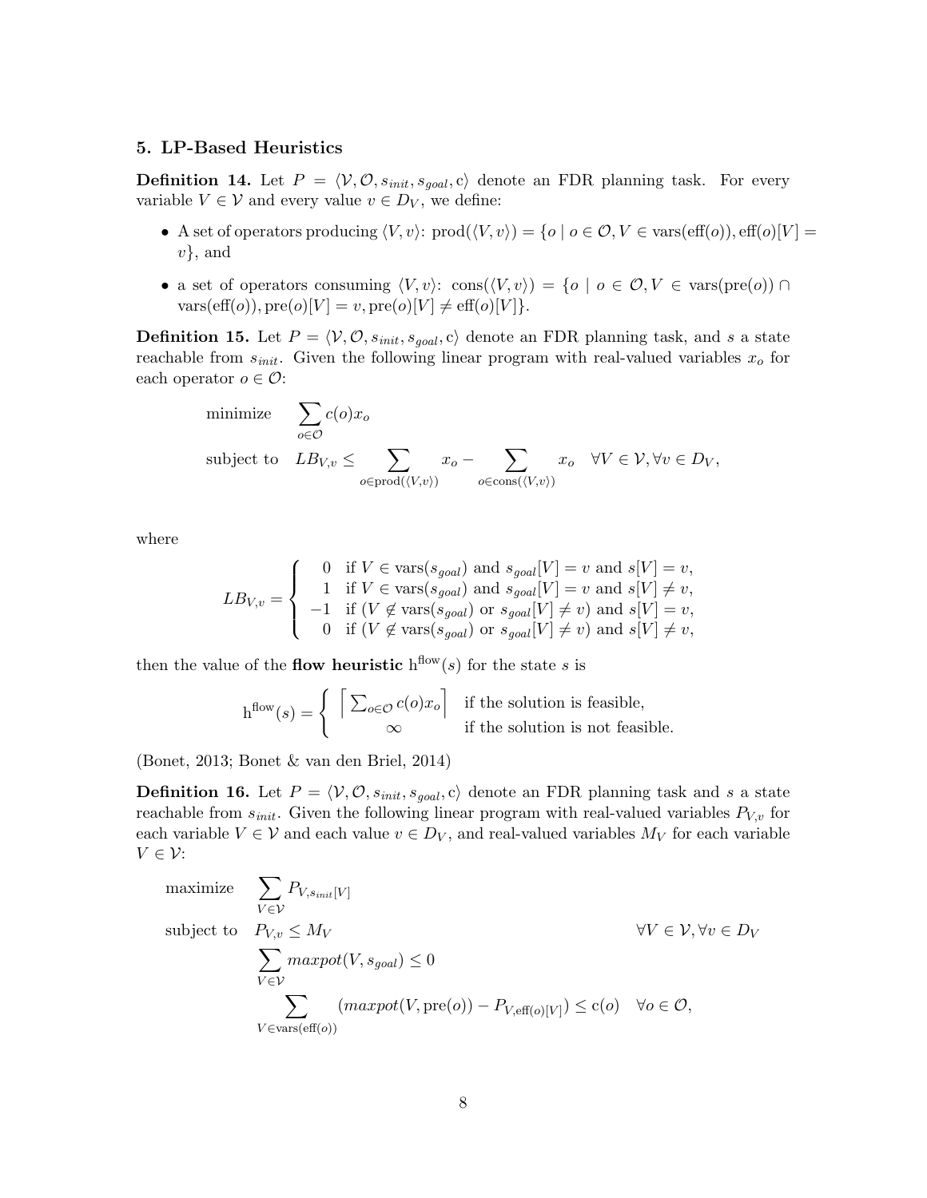## 5. LP-Based Heuristics

**Definition 14.** Let $P = \langle \mathcal{V}, \mathcal{O}, s_{init}, s_{goal}, \mathrm{c} \rangle$ denote an FDR planning task. For every variable $V \in \mathcal{V}$ and every value $v \in D_V$, we define:

- A set of operators producing $\langle V, v \rangle$: $\mathrm{prod}(\langle V, v \rangle) = \{o \mid o \in \mathcal{O}, V \in \mathrm{vars}(\mathrm{eff}(o)), \mathrm{eff}(o)[V] = v\}$, and
- a set of operators consuming $\langle V, v \rangle$: $\mathrm{cons}(\langle V, v \rangle) = \{o \mid o \in \mathcal{O}, V \in \mathrm{vars}(\mathrm{pre}(o)) \cap \mathrm{vars}(\mathrm{eff}(o)), \mathrm{pre}(o)[V] = v, \mathrm{pre}(o)[V] \neq \mathrm{eff}(o)[V]\}$.

**Definition 15.** Let $P = \langle \mathcal{V}, \mathcal{O}, s_{init}, s_{goal}, \mathrm{c} \rangle$ denote an FDR planning task, and $s$ a state reachable from $s_{init}$. Given the following linear program with real-valued variables $x_o$ for each operator $o \in \mathcal{O}$:

$$
\begin{aligned}
\text{minimize} \quad & \sum_{o \in \mathcal{O}} c(o) x_o \\
\text{subject to} \quad & LB_{V,v} \leq \sum_{o \in \mathrm{prod}(\langle V, v \rangle)} x_o - \sum_{o \in \mathrm{cons}(\langle V, v \rangle)} x_o \quad \forall V \in \mathcal{V}, \forall v \in D_V,
\end{aligned}
$$

where

$$
LB_{V,v} = \begin{cases} 0 & \text{if } V \in \mathrm{vars}(s_{goal}) \text{ and } s_{goal}[V] = v \text{ and } s[V] = v, \\ 1 & \text{if } V \in \mathrm{vars}(s_{goal}) \text{ and } s_{goal}[V] = v \text{ and } s[V] \neq v, \\ -1 & \text{if } (V \notin \mathrm{vars}(s_{goal}) \text{ or } s_{goal}[V] \neq v) \text{ and } s[V] = v, \\ 0 & \text{if } (V \notin \mathrm{vars}(s_{goal}) \text{ or } s_{goal}[V] \neq v) \text{ and } s[V] \neq v, \end{cases}
$$

then the value of the **flow heuristic** $\mathrm{h}^{\mathrm{flow}}(s)$ for the state $s$ is

$$
\mathrm{h}^{\mathrm{flow}}(s) = \begin{cases} \left\lceil \sum_{o \in \mathcal{O}} c(o) x_o \right\rceil & \text{if the solution is feasible,} \\ \infty & \text{if the solution is not feasible.} \end{cases}
$$

(Bonet, 2013; Bonet & van den Briel, 2014)

**Definition 16.** Let $P = \langle \mathcal{V}, \mathcal{O}, s_{init}, s_{goal}, \mathrm{c} \rangle$ denote an FDR planning task and $s$ a state reachable from $s_{init}$. Given the following linear program with real-valued variables $P_{V,v}$ for each variable $V \in \mathcal{V}$ and each value $v \in D_V$, and real-valued variables $M_V$ for each variable $V \in \mathcal{V}$:

$$
\begin{aligned}
\text{maximize} \quad & \sum_{V \in \mathcal{V}} P_{V, s_{init}[V]} \\
\text{subject to} \quad & P_{V,v} \leq M_V & \forall V \in \mathcal{V}, \forall v \in D_V \\
& \sum_{V \in \mathcal{V}} maxpot(V, s_{goal}) \leq 0 \\
& \sum_{V \in \mathrm{vars}(\mathrm{eff}(o))} (maxpot(V, \mathrm{pre}(o)) - P_{V, \mathrm{eff}(o)[V]}) \leq \mathrm{c}(o) & \forall o \in \mathcal{O},
\end{aligned}
$$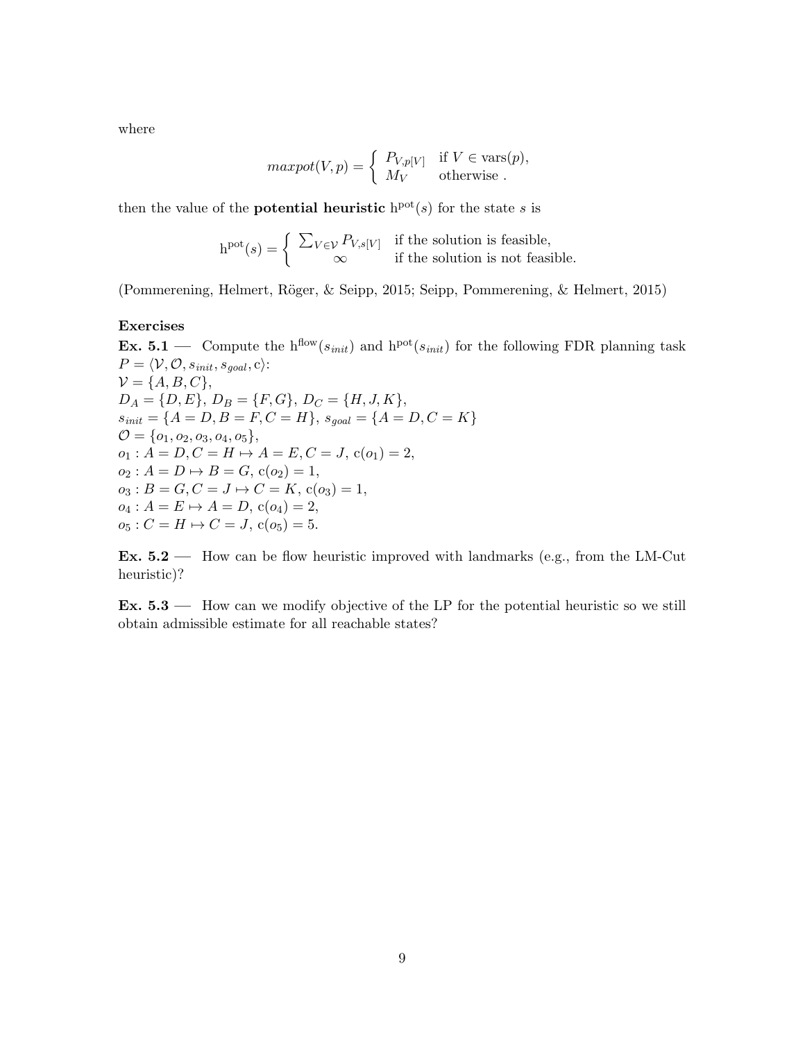where

$$maxpot(V, p) = \begin{cases} P_{V,p[V]} & \text{if } V \in \text{vars}(p), \\ M_V & \text{otherwise .} \end{cases}$$

then the value of the **potential heuristic** $\text{h}^{\text{pot}}(s)$ for the state $s$ is

$$\text{h}^{\text{pot}}(s) = \begin{cases} \sum_{V \in \mathcal{V}} P_{V,s[V]} & \text{if the solution is feasible,} \\ \infty & \text{if the solution is not feasible.} \end{cases}$$

(Pommerening, Helmert, Röger, & Seipp, 2015; Seipp, Pommerening, & Helmert, 2015)

**Exercises**

**Ex. 5.1** — Compute the $\text{h}^{\text{flow}}(s_{init})$ and $\text{h}^{\text{pot}}(s_{init})$ for the following FDR planning task $P = \langle \mathcal{V}, \mathcal{O}, s_{init}, s_{goal}, \text{c} \rangle$:
$\mathcal{V} = \{A, B, C\}$,
$D_A = \{D, E\}$, $D_B = \{F, G\}$, $D_C = \{H, J, K\}$,
$s_{init} = \{A = D, B = F, C = H\}$, $s_{goal} = \{A = D, C = K\}$
$\mathcal{O} = \{o_1, o_2, o_3, o_4, o_5\}$,
$o_1 : A = D, C = H \mapsto A = E, C = J$, $\text{c}(o_1) = 2$,
$o_2 : A = D \mapsto B = G$, $\text{c}(o_2) = 1$,
$o_3 : B = G, C = J \mapsto C = K$, $\text{c}(o_3) = 1$,
$o_4 : A = E \mapsto A = D$, $\text{c}(o_4) = 2$,
$o_5 : C = H \mapsto C = J$, $\text{c}(o_5) = 5$.

**Ex. 5.2** — How can be flow heuristic improved with landmarks (e.g., from the LM-Cut heuristic)?

**Ex. 5.3** — How can we modify objective of the LP for the potential heuristic so we still obtain admissible estimate for all reachable states?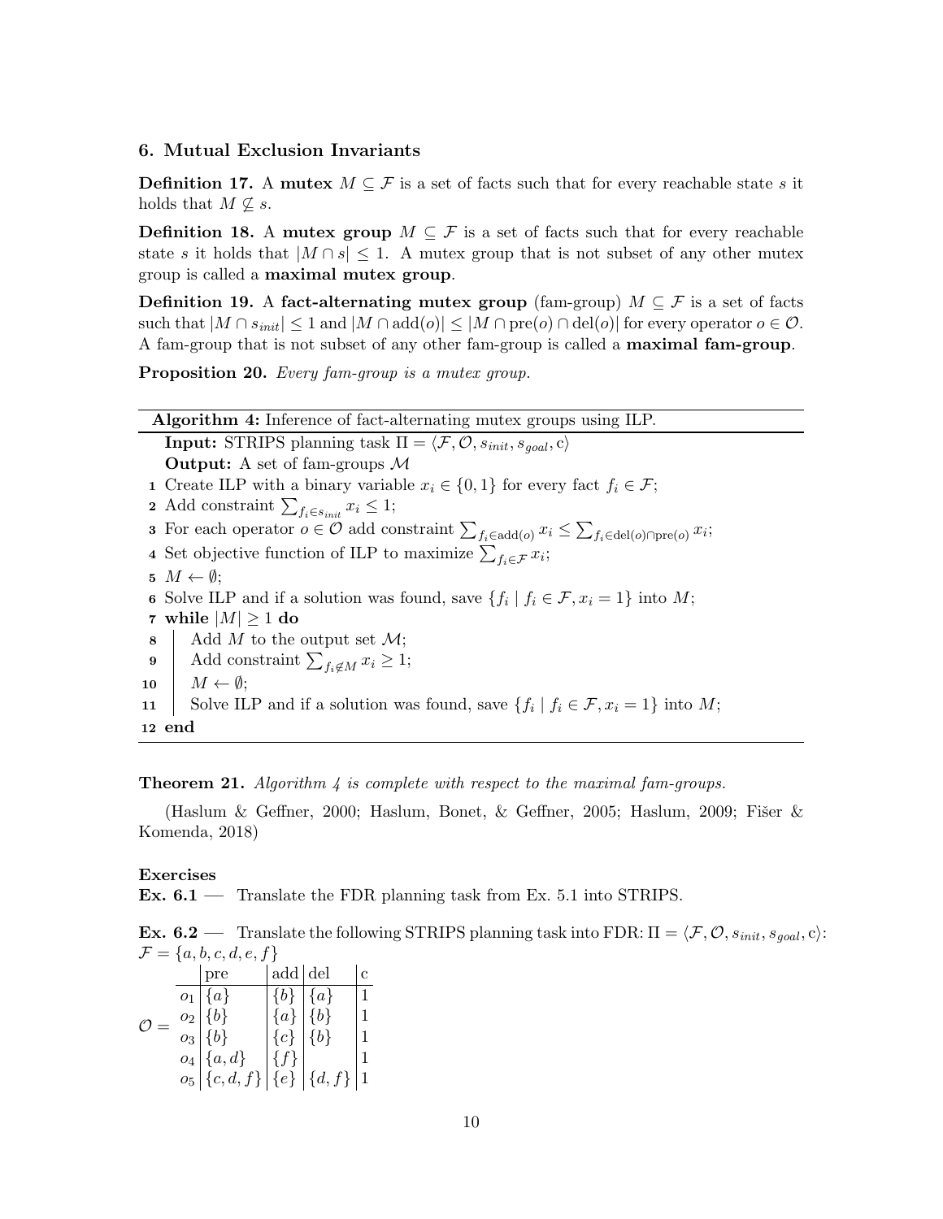## 6. Mutual Exclusion Invariants

**Definition 17.** A **mutex** $M \subseteq \mathcal{F}$ is a set of facts such that for every reachable state $s$ it holds that $M \not\subseteq s$.

**Definition 18.** A **mutex group** $M \subseteq \mathcal{F}$ is a set of facts such that for every reachable state $s$ it holds that $|M \cap s| \leq 1$. A mutex group that is not subset of any other mutex group is called a **maximal mutex group**.

**Definition 19.** A **fact-alternating mutex group** (fam-group) $M \subseteq \mathcal{F}$ is a set of facts such that $|M \cap s_{init}| \leq 1$ and $|M \cap \mathrm{add}(o)| \leq |M \cap \mathrm{pre}(o) \cap \mathrm{del}(o)|$ for every operator $o \in \mathcal{O}$. A fam-group that is not subset of any other fam-group is called a **maximal fam-group**.

**Proposition 20.** *Every fam-group is a mutex group.*

---

**Algorithm 4:** Inference of fact-alternating mutex groups using ILP.

---

**Input:** STRIPS planning task $\Pi = \langle \mathcal{F}, \mathcal{O}, s_{init}, s_{goal}, \mathrm{c} \rangle$
**Output:** A set of fam-groups $\mathcal{M}$

1. Create ILP with a binary variable $x_i \in \{0, 1\}$ for every fact $f_i \in \mathcal{F}$;
2. Add constraint $\sum_{f_i \in s_{init}} x_i \leq 1$;
3. For each operator $o \in \mathcal{O}$ add constraint $\sum_{f_i \in \mathrm{add}(o)} x_i \leq \sum_{f_i \in \mathrm{del}(o) \cap \mathrm{pre}(o)} x_i$;
4. Set objective function of ILP to maximize $\sum_{f_i \in \mathcal{F}} x_i$;
5. $M \leftarrow \emptyset$;
6. Solve ILP and if a solution was found, save $\{f_i \mid f_i \in \mathcal{F}, x_i = 1\}$ into $M$;
7. **while** $|M| \geq 1$ **do**
8. &nbsp;&nbsp;&nbsp;&nbsp;Add $M$ to the output set $\mathcal{M}$;
9. &nbsp;&nbsp;&nbsp;&nbsp;Add constraint $\sum_{f_i \notin M} x_i \geq 1$;
10. &nbsp;&nbsp;&nbsp;&nbsp;$M \leftarrow \emptyset$;
11. &nbsp;&nbsp;&nbsp;&nbsp;Solve ILP and if a solution was found, save $\{f_i \mid f_i \in \mathcal{F}, x_i = 1\}$ into $M$;
12. **end**

---

**Theorem 21.** *Algorithm 4 is complete with respect to the maximal fam-groups.*

(Haslum & Geffner, 2000; Haslum, Bonet, & Geffner, 2005; Haslum, 2009; Fišer & Komenda, 2018)

### Exercises

**Ex. 6.1** — Translate the FDR planning task from Ex. 5.1 into STRIPS.

**Ex. 6.2** — Translate the following STRIPS planning task into FDR: $\Pi = \langle \mathcal{F}, \mathcal{O}, s_{init}, s_{goal}, \mathrm{c} \rangle$:
$\mathcal{F} = \{a, b, c, d, e, f\}$

$\mathcal{O} =$

| | pre | add | del | c |
|---|---|---|---|---|
| $o_1$ | $\{a\}$ | $\{b\}$ | $\{a\}$ | 1 |
| $o_2$ | $\{b\}$ | $\{a\}$ | $\{b\}$ | 1 |
| $o_3$ | $\{b\}$ | $\{c\}$ | $\{b\}$ | 1 |
| $o_4$ | $\{a, d\}$ | $\{f\}$ | | 1 |
| $o_5$ | $\{c, d, f\}$ | $\{e\}$ | $\{d, f\}$ | 1 |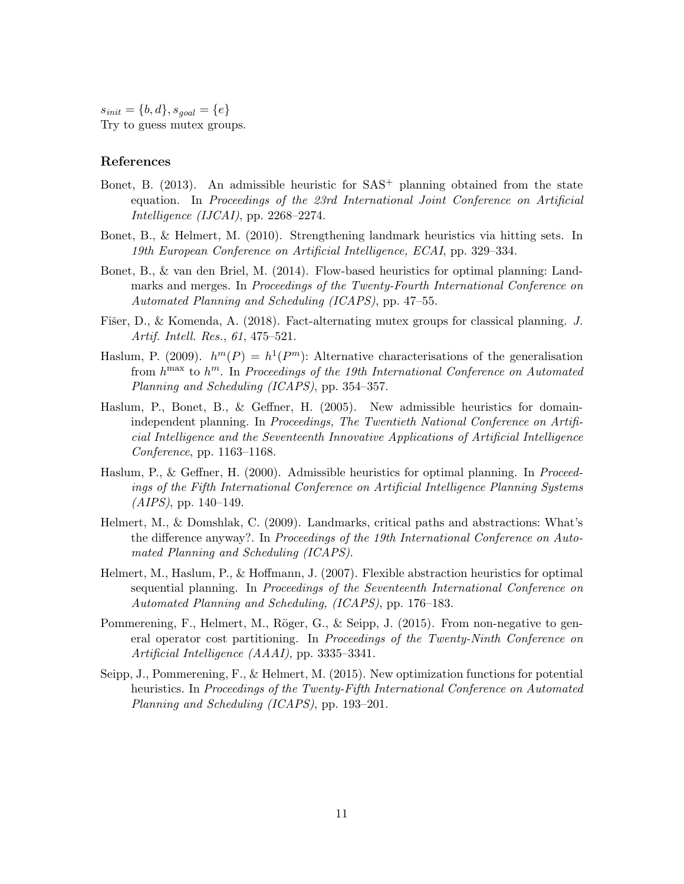$s_{init} = \{b, d\}, s_{goal} = \{e\}$
Try to guess mutex groups.

## References

Bonet, B. (2013). An admissible heuristic for SAS$^+$ planning obtained from the state equation. In *Proceedings of the 23rd International Joint Conference on Artificial Intelligence (IJCAI)*, pp. 2268–2274.

Bonet, B., & Helmert, M. (2010). Strengthening landmark heuristics via hitting sets. In *19th European Conference on Artificial Intelligence, ECAI*, pp. 329–334.

Bonet, B., & van den Briel, M. (2014). Flow-based heuristics for optimal planning: Landmarks and merges. In *Proceedings of the Twenty-Fourth International Conference on Automated Planning and Scheduling (ICAPS)*, pp. 47–55.

Fišer, D., & Komenda, A. (2018). Fact-alternating mutex groups for classical planning. *J. Artif. Intell. Res.*, *61*, 475–521.

Haslum, P. (2009). $h^m(P) = h^1(P^m)$: Alternative characterisations of the generalisation from $h^{\max}$ to $h^m$. In *Proceedings of the 19th International Conference on Automated Planning and Scheduling (ICAPS)*, pp. 354–357.

Haslum, P., Bonet, B., & Geffner, H. (2005). New admissible heuristics for domain-independent planning. In *Proceedings, The Twentieth National Conference on Artificial Intelligence and the Seventeenth Innovative Applications of Artificial Intelligence Conference*, pp. 1163–1168.

Haslum, P., & Geffner, H. (2000). Admissible heuristics for optimal planning. In *Proceedings of the Fifth International Conference on Artificial Intelligence Planning Systems (AIPS)*, pp. 140–149.

Helmert, M., & Domshlak, C. (2009). Landmarks, critical paths and abstractions: What's the difference anyway?. In *Proceedings of the 19th International Conference on Automated Planning and Scheduling (ICAPS)*.

Helmert, M., Haslum, P., & Hoffmann, J. (2007). Flexible abstraction heuristics for optimal sequential planning. In *Proceedings of the Seventeenth International Conference on Automated Planning and Scheduling, (ICAPS)*, pp. 176–183.

Pommerening, F., Helmert, M., Röger, G., & Seipp, J. (2015). From non-negative to general operator cost partitioning. In *Proceedings of the Twenty-Ninth Conference on Artificial Intelligence (AAAI)*, pp. 3335–3341.

Seipp, J., Pommerening, F., & Helmert, M. (2015). New optimization functions for potential heuristics. In *Proceedings of the Twenty-Fifth International Conference on Automated Planning and Scheduling (ICAPS)*, pp. 193–201.